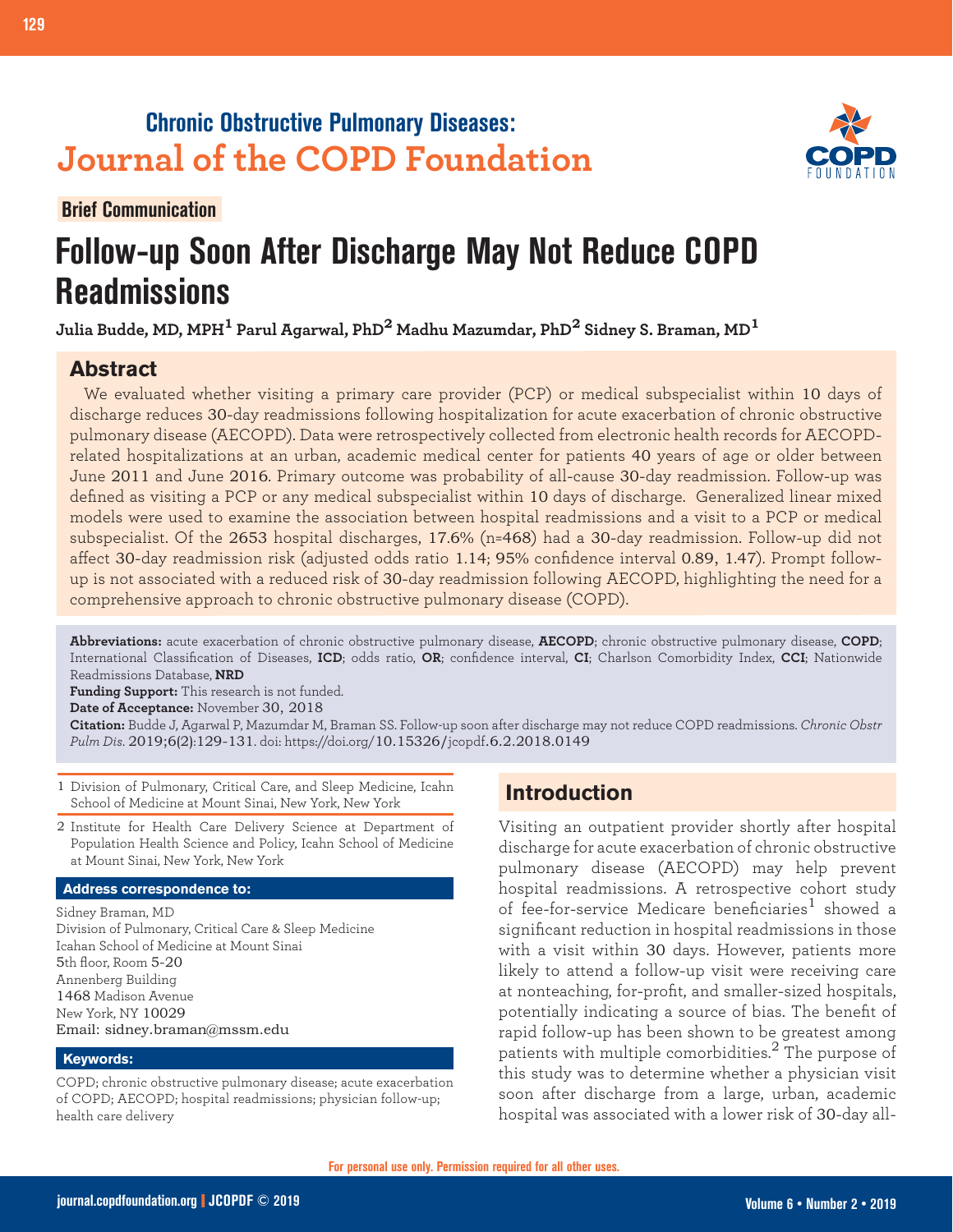## Chronic Obstructive Pulmonary Diseases:
## Journal of the COPD Foundation

**Brief Communication**

# Follow-up Soon After Discharge May Not Reduce COPD Readmissions

**Julia Budde, MD, MPH[1] Parul Agarwal, PhD[2] Madhu Mazumdar, PhD[2] Sidney S. Braman, MD[1]**

## Abstract

We evaluated whether visiting a primary care provider (PCP) or medical subspecialist within 10 days of discharge reduces 30-day readmissions following hospitalization for acute exacerbation of chronic obstructive pulmonary disease (AECOPD). Data were retrospectively collected from electronic health records for AECOPD-related hospitalizations at an urban, academic medical center for patients 40 years of age or older between June 2011 and June 2016. Primary outcome was probability of all-cause 30-day readmission. Follow-up was defined as visiting a PCP or any medical subspecialist within 10 days of discharge. Generalized linear mixed models were used to examine the association between hospital readmissions and a visit to a PCP or medical subspecialist. Of the 2653 hospital discharges, 17.6% (n=468) had a 30-day readmission. Follow-up did not affect 30-day readmission risk (adjusted odds ratio 1.14; 95% confidence interval 0.89, 1.47). Prompt follow-up is not associated with a reduced risk of 30-day readmission following AECOPD, highlighting the need for a comprehensive approach to chronic obstructive pulmonary disease (COPD).

**Abbreviations:** acute exacerbation of chronic obstructive pulmonary disease, **AECOPD**; chronic obstructive pulmonary disease, **COPD**; International Classification of Diseases, **ICD**; odds ratio, **OR**; confidence interval, **CI**; Charlson Comorbidity Index, **CCI**; Nationwide Readmissions Database, **NRD**

**Funding Support:** This research is not funded.

**Date of Acceptance:** November 30, 2018

**Citation:** Budde J, Agarwal P, Mazumdar M, Braman SS. Follow-up soon after discharge may not reduce COPD readmissions. *Chronic Obstr Pulm Dis*. 2019;6(2):129-131. doi: https://doi.org/10.15326/jcopdf.6.2.2018.0149

1 Division of Pulmonary, Critical Care, and Sleep Medicine, Icahn School of Medicine at Mount Sinai, New York, New York

2 Institute for Health Care Delivery Science at Department of Population Health Science and Policy, Icahn School of Medicine at Mount Sinai, New York, New York

**Address correspondence to:**

Sidney Braman, MD
Division of Pulmonary, Critical Care & Sleep Medicine
Icahan School of Medicine at Mount Sinai
5th floor, Room 5-20
Annenberg Building
1468 Madison Avenue
New York, NY 10029
Email: sidney.braman@mssm.edu

**Keywords:**

COPD; chronic obstructive pulmonary disease; acute exacerbation of COPD; AECOPD; hospital readmissions; physician follow-up; health care delivery

## Introduction

Visiting an outpatient provider shortly after hospital discharge for acute exacerbation of chronic obstructive pulmonary disease (AECOPD) may help prevent hospital readmissions. A retrospective cohort study of fee-for-service Medicare beneficiaries[1] showed a significant reduction in hospital readmissions in those with a visit within 30 days. However, patients more likely to attend a follow-up visit were receiving care at nonteaching, for-profit, and smaller-sized hospitals, potentially indicating a source of bias. The benefit of rapid follow-up has been shown to be greatest among patients with multiple comorbidities.[2] The purpose of this study was to determine whether a physician visit soon after discharge from a large, urban, academic hospital was associated with a lower risk of 30-day all-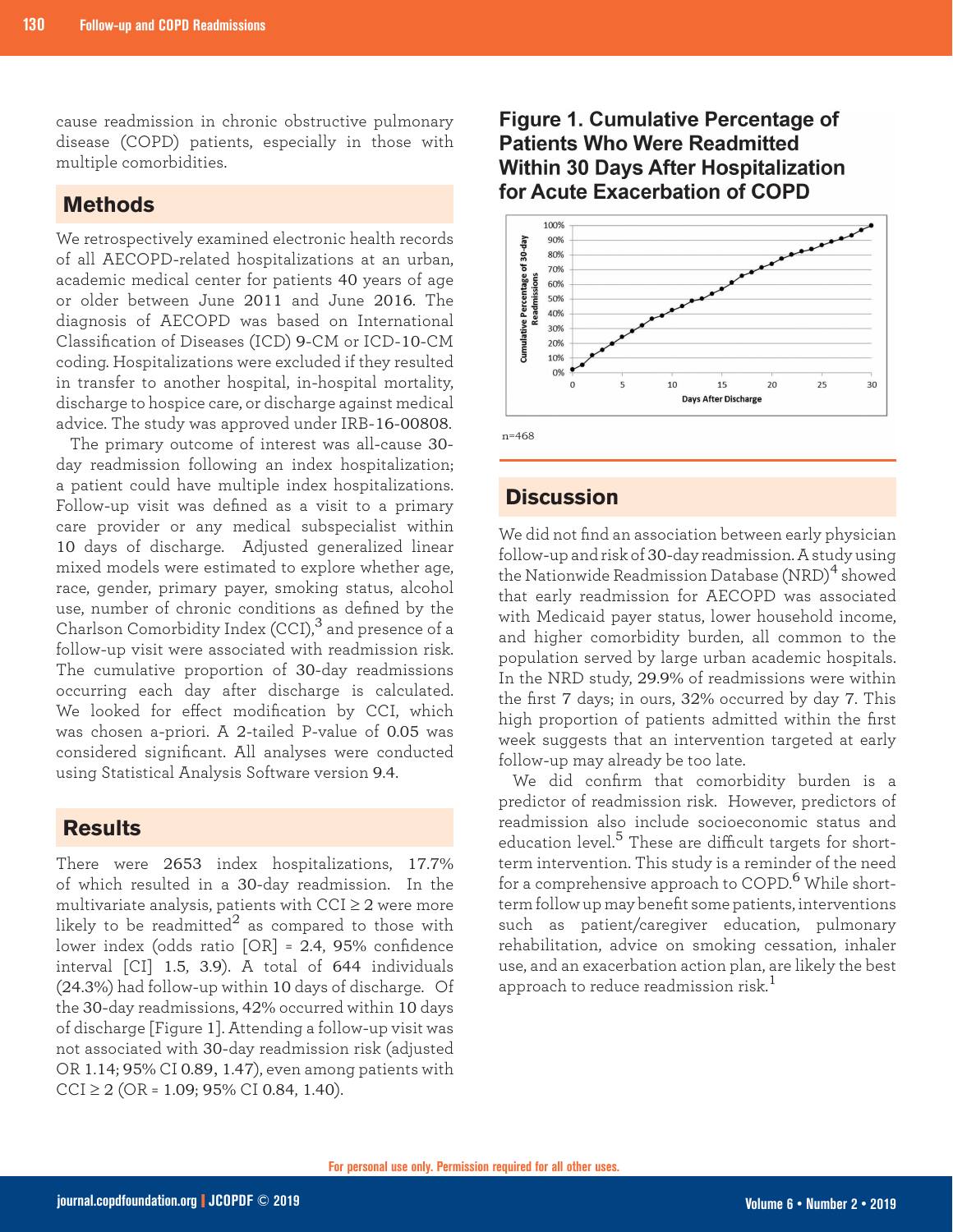cause readmission in chronic obstructive pulmonary disease (COPD) patients, especially in those with multiple comorbidities.

## Methods

We retrospectively examined electronic health records of all AECOPD-related hospitalizations at an urban, academic medical center for patients 40 years of age or older between June 2011 and June 2016. The diagnosis of AECOPD was based on International Classification of Diseases (ICD) 9-CM or ICD-10-CM coding. Hospitalizations were excluded if they resulted in transfer to another hospital, in-hospital mortality, discharge to hospice care, or discharge against medical advice. The study was approved under IRB-16-00808.

The primary outcome of interest was all-cause 30-day readmission following an index hospitalization; a patient could have multiple index hospitalizations. Follow-up visit was defined as a visit to a primary care provider or any medical subspecialist within 10 days of discharge. Adjusted generalized linear mixed models were estimated to explore whether age, race, gender, primary payer, smoking status, alcohol use, number of chronic conditions as defined by the Charlson Comorbidity Index (CCI),[3] and presence of a follow-up visit were associated with readmission risk. The cumulative proportion of 30-day readmissions occurring each day after discharge is calculated. We looked for effect modification by CCI, which was chosen a-priori. A 2-tailed P-value of 0.05 was considered significant. All analyses were conducted using Statistical Analysis Software version 9.4.

## Results

There were 2653 index hospitalizations, 17.7% of which resulted in a 30-day readmission. In the multivariate analysis, patients with CCI ≥ 2 were more likely to be readmitted[2] as compared to those with lower index (odds ratio [OR] = 2.4, 95% confidence interval [CI] 1.5, 3.9). A total of 644 individuals (24.3%) had follow-up within 10 days of discharge. Of the 30-day readmissions, 42% occurred within 10 days of discharge [Figure 1]. Attending a follow-up visit was not associated with 30-day readmission risk (adjusted OR 1.14; 95% CI 0.89, 1.47), even among patients with CCI ≥ 2 (OR = 1.09; 95% CI 0.84, 1.40).

### Figure 1. Cumulative Percentage of Patients Who Were Readmitted Within 30 Days After Hospitalization for Acute Exacerbation of COPD

n=468

## Discussion

We did not find an association between early physician follow-up and risk of 30-day readmission. A study using the Nationwide Readmission Database (NRD)[4] showed that early readmission for AECOPD was associated with Medicaid payer status, lower household income, and higher comorbidity burden, all common to the population served by large urban academic hospitals. In the NRD study, 29.9% of readmissions were within the first 7 days; in ours, 32% occurred by day 7. This high proportion of patients admitted within the first week suggests that an intervention targeted at early follow-up may already be too late.

We did confirm that comorbidity burden is a predictor of readmission risk. However, predictors of readmission also include socioeconomic status and education level.[5] These are difficult targets for short-term intervention. This study is a reminder of the need for a comprehensive approach to COPD.[6] While short-term follow up may benefit some patients, interventions such as patient/caregiver education, pulmonary rehabilitation, advice on smoking cessation, inhaler use, and an exacerbation action plan, are likely the best approach to reduce readmission risk.[1]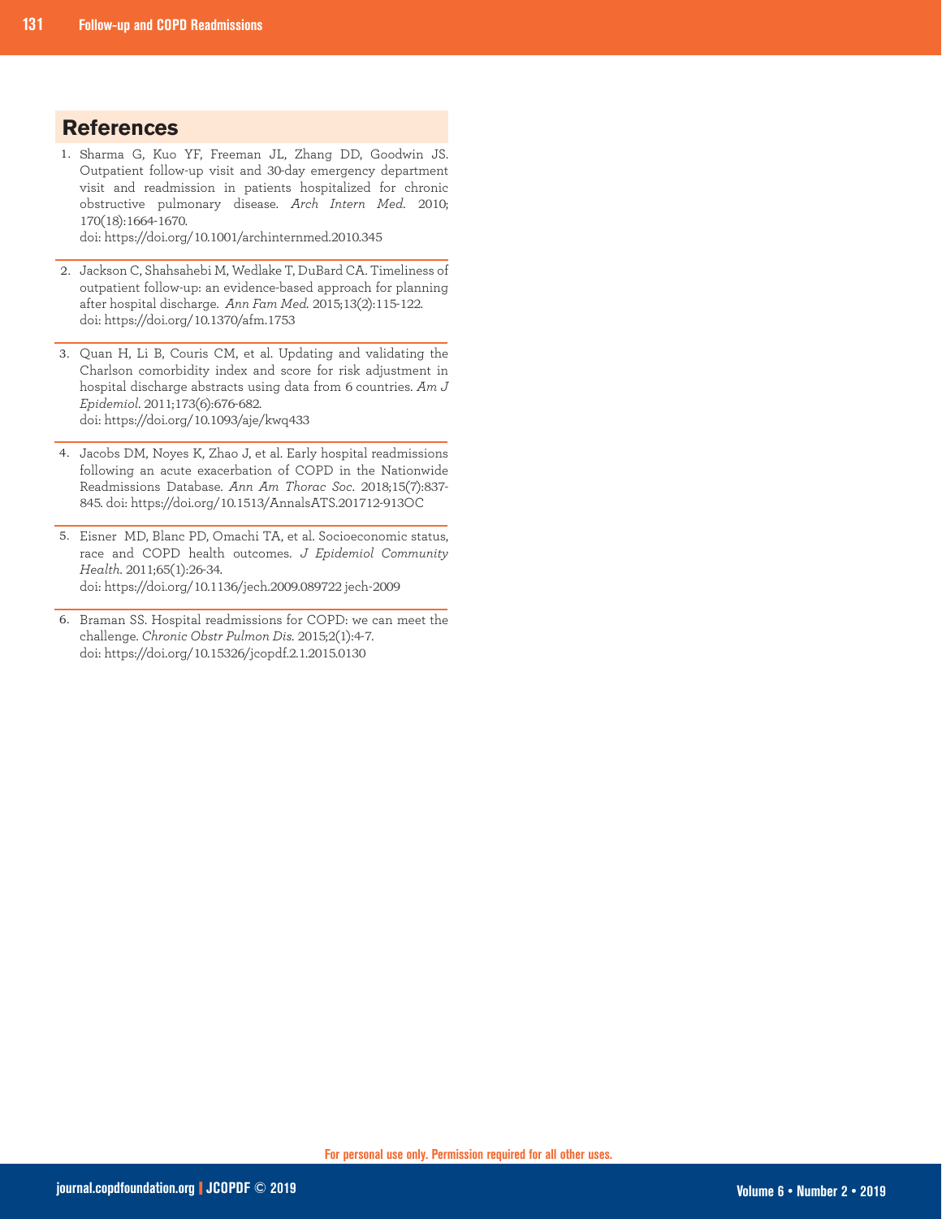## References

1. Sharma G, Kuo YF, Freeman JL, Zhang DD, Goodwin JS. Outpatient follow-up visit and 30-day emergency department visit and readmission in patients hospitalized for chronic obstructive pulmonary disease. *Arch Intern Med*. 2010; 170(18):1664-1670.
   doi: https://doi.org/10.1001/archinternmed.2010.345

2. Jackson C, Shahsahebi M, Wedlake T, DuBard CA. Timeliness of outpatient follow-up: an evidence-based approach for planning after hospital discharge. *Ann Fam Med*. 2015;13(2):115-122.
   doi: https://doi.org/10.1370/afm.1753

3. Quan H, Li B, Couris CM, et al. Updating and validating the Charlson comorbidity index and score for risk adjustment in hospital discharge abstracts using data from 6 countries. *Am J Epidemiol*. 2011;173(6):676-682.
   doi: https://doi.org/10.1093/aje/kwq433

4. Jacobs DM, Noyes K, Zhao J, et al. Early hospital readmissions following an acute exacerbation of COPD in the Nationwide Readmissions Database. *Ann Am Thorac Soc*. 2018;15(7):837-845. doi: https://doi.org/10.1513/AnnalsATS.201712-913OC

5. Eisner MD, Blanc PD, Omachi TA, et al. Socioeconomic status, race and COPD health outcomes. *J Epidemiol Community Health*. 2011;65(1):26-34.
   doi: https://doi.org/10.1136/jech.2009.089722 jech-2009

6. Braman SS. Hospital readmissions for COPD: we can meet the challenge. *Chronic Obstr Pulmon Dis*. 2015;2(1):4-7.
   doi: https://doi.org/10.15326/jcopdf.2.1.2015.0130